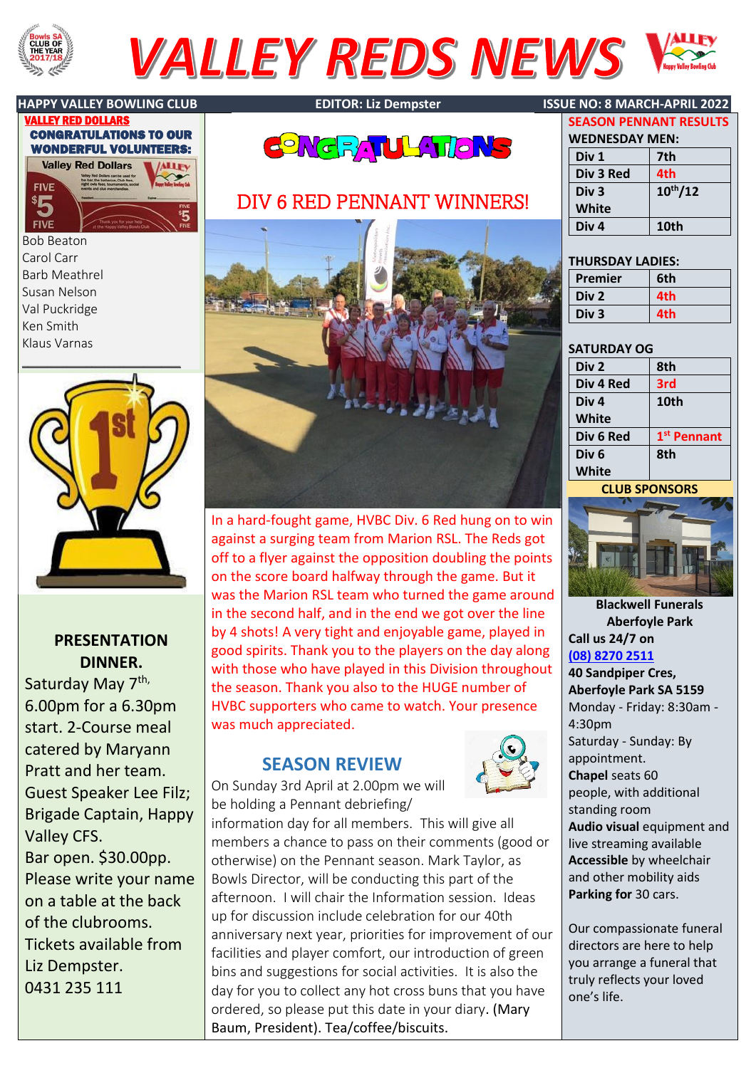# VALLEY REDS NEWS

HAPPY VALLEY BOWLING CLUB | EDITOR: Liz Dempster | ISSUE NO: 8 MARCH-APRIL 2022

## VALLEY RED DOLLARS

**CONGRATULATIONS TO OUR WONDERFUL VOLUNTEERS:**

Bob Beaton
Carol Carr
Barb Meathrel
Susan Nelson
Val Puckridge
Ken Smith
Klaus Varnas

## PRESENTATION DINNER.

Saturday May 7th, 6.00pm for a 6.30pm start. 2-Course meal catered by Maryann Pratt and her team. Guest Speaker Lee Filz; Brigade Captain, Happy Valley CFS. Bar open. $30.00pp. Please write your name on a table at the back of the clubrooms. Tickets available from Liz Dempster. 0431 235 111

## CONGRATULATIONS

## DIV 6 RED PENNANT WINNERS!

In a hard-fought game, HVBC Div. 6 Red hung on to win against a surging team from Marion RSL. The Reds got off to a flyer against the opposition doubling the points on the score board halfway through the game. But it was the Marion RSL team who turned the game around in the second half, and in the end we got over the line by 4 shots! A very tight and enjoyable game, played in good spirits. Thank you to the players on the day along with those who have played in this Division throughout the season. Thank you also to the HUGE number of HVBC supporters who came to watch. Your presence was much appreciated.

## SEASON REVIEW

On Sunday 3rd April at 2.00pm we will be holding a Pennant debriefing/ information day for all members. This will give all members a chance to pass on their comments (good or otherwise) on the Pennant season. Mark Taylor, as Bowls Director, will be conducting this part of the afternoon. I will chair the Information session. Ideas up for discussion include celebration for our 40th anniversary next year, priorities for improvement of our facilities and player comfort, our introduction of green bins and suggestions for social activities. It is also the day for you to collect any hot cross buns that you have ordered, so please put this date in your diary. (Mary Baum, President). Tea/coffee/biscuits.

## SEASON PENNANT RESULTS

**WEDNESDAY MEN:**

| | |
|---|---|
| Div 1 | 7th |
| Div 3 Red | 4th |
| Div 3 White | 10th/12 |
| Div 4 | 10th |

**THURSDAY LADIES:**

| | |
|---|---|
| Premier | 6th |
| Div 2 | 4th |
| Div 3 | 4th |

**SATURDAY OG**

| | |
|---|---|
| Div 2 | 8th |
| Div 4 Red | 3rd |
| Div 4 White | 10th |
| Div 6 Red | 1st Pennant |
| Div 6 White | 8th |

## CLUB SPONSORS

**Blackwell Funerals Aberfoyle Park**

**Call us 24/7 on (08) 8270 2511**

**40 Sandpiper Cres, Aberfoyle Park SA 5159**

Monday - Friday: 8:30am - 4:30pm
Saturday - Sunday: By appointment.

**Chapel** seats 60 people, with additional standing room
**Audio visual** equipment and live streaming available
**Accessible** by wheelchair and other mobility aids
**Parking for** 30 cars.

Our compassionate funeral directors are here to help you arrange a funeral that truly reflects your loved one's life.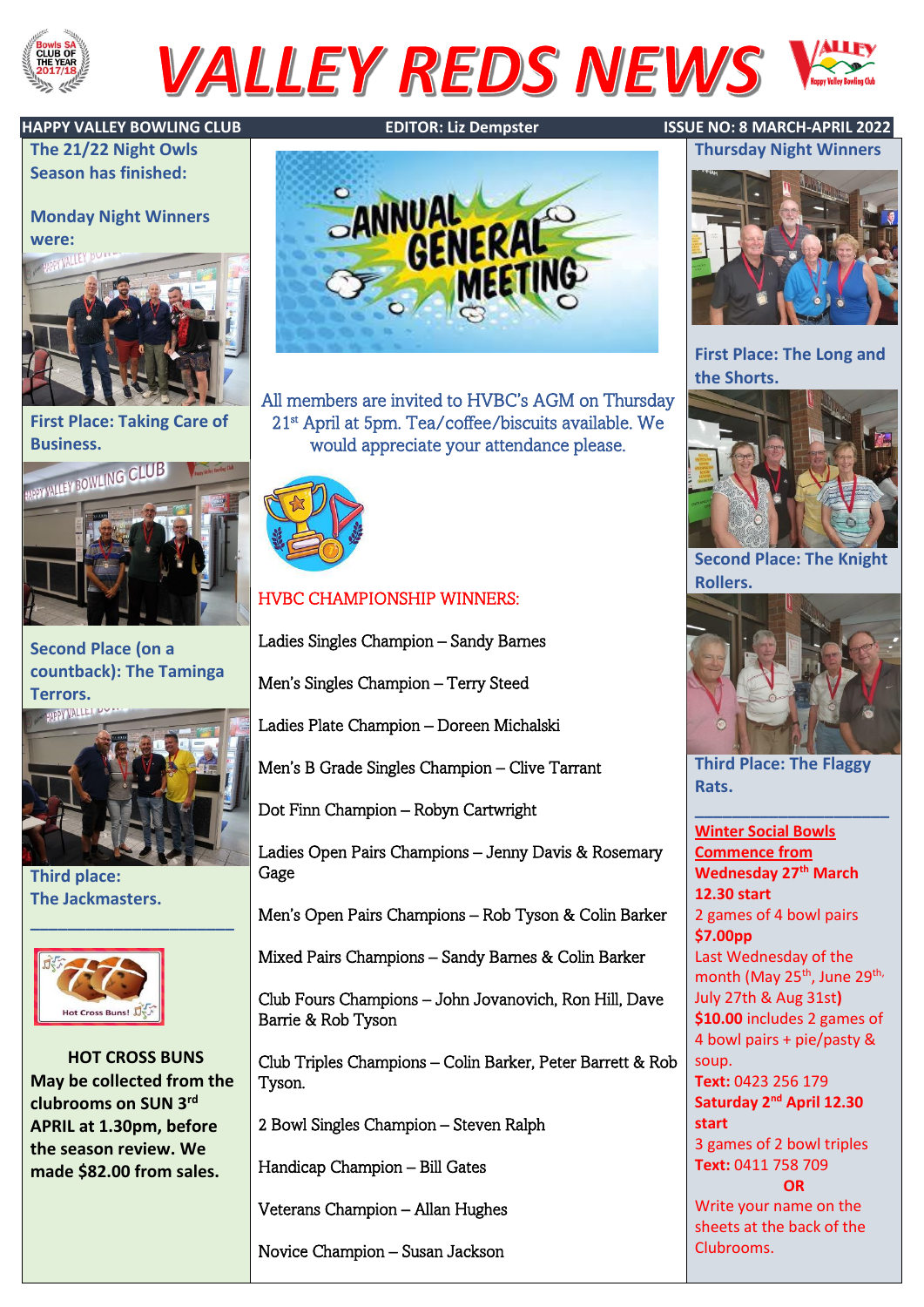# VALLEY REDS NEWS

HAPPY VALLEY BOWLING CLUB | EDITOR: Liz Dempster | ISSUE NO: 8 MARCH-APRIL 2022

## The 21/22 Night Owls Season has finished:

### Monday Night Winners were:

**First Place: Taking Care of Business.**

**Second Place (on a countback): The Taminga Terrors.**

**Third place: The Jackmasters.**

---

**HOT CROSS BUNS**

**May be collected from the clubrooms on SUN 3rd APRIL at 1.30pm, before the season review. We made $82.00 from sales.**

## ANNUAL GENERAL MEETING

All members are invited to HVBC's AGM on Thursday 21st April at 5pm. Tea/coffee/biscuits available. We would appreciate your attendance please.

### HVBC CHAMPIONSHIP WINNERS:

Ladies Singles Champion – Sandy Barnes

Men's Singles Champion – Terry Steed

Ladies Plate Champion – Doreen Michalski

Men's B Grade Singles Champion – Clive Tarrant

Dot Finn Champion – Robyn Cartwright

Ladies Open Pairs Champions – Jenny Davis & Rosemary Gage

Men's Open Pairs Champions – Rob Tyson & Colin Barker

Mixed Pairs Champions – Sandy Barnes & Colin Barker

Club Fours Champions – John Jovanovich, Ron Hill, Dave Barrie & Rob Tyson

Club Triples Champions – Colin Barker, Peter Barrett & Rob Tyson.

2 Bowl Singles Champion – Steven Ralph

Handicap Champion – Bill Gates

Veterans Champion – Allan Hughes

Novice Champion – Susan Jackson

### Thursday Night Winners

**First Place: The Long and the Shorts.**

**Second Place: The Knight Rollers.**

**Third Place: The Flaggy Rats.**

---

**Winter Social Bowls Commence from**

**Wednesday 27th March 12.30 start**

2 games of 4 bowl pairs

**$7.00pp**

Last Wednesday of the month (May 25th, June 29th, July 27th & Aug 31st)

**$10.00** includes 2 games of 4 bowl pairs + pie/pasty & soup.

**Text:** 0423 256 179

**Saturday 2nd April 12.30 start**

3 games of 2 bowl triples

**Text:** 0411 758 709

**OR**

Write your name on the sheets at the back of the Clubrooms.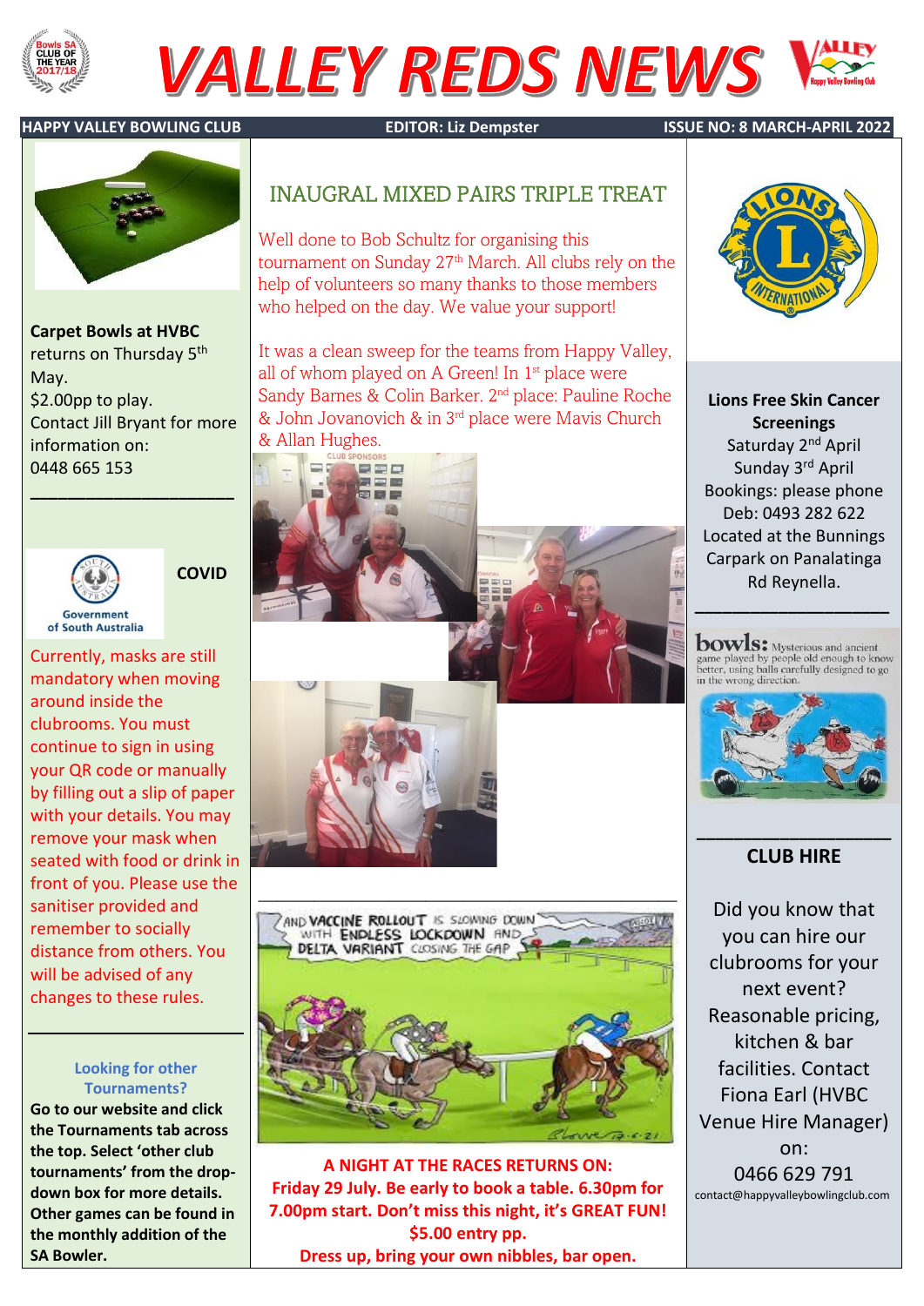# VALLEY REDS NEWS

**HAPPY VALLEY BOWLING CLUB** | **EDITOR: Liz Dempster** | **ISSUE NO: 8 MARCH-APRIL 2022**

**Carpet Bowls at HVBC** returns on Thursday 5th May.
$2.00pp to play.
Contact Jill Bryant for more information on:
0448 665 153

---

**COVID**

Government of South Australia

Currently, masks are still mandatory when moving around inside the clubrooms. You must continue to sign in using your QR code or manually by filling out a slip of paper with your details. You may remove your mask when seated with food or drink in front of you. Please use the sanitiser provided and remember to socially distance from others. You will be advised of any changes to these rules.

---

**Looking for other Tournaments?**

**Go to our website and click the Tournaments tab across the top. Select 'other club tournaments' from the drop-down box for more details. Other games can be found in the monthly addition of the SA Bowler.**

## INAUGRAL MIXED PAIRS TRIPLE TREAT

Well done to Bob Schultz for organising this tournament on Sunday 27th March. All clubs rely on the help of volunteers so many thanks to those members who helped on the day. We value your support!

It was a clean sweep for the teams from Happy Valley, all of whom played on A Green! In 1st place were Sandy Barnes & Colin Barker. 2nd place: Pauline Roche & John Jovanovich & in 3rd place were Mavis Church & Allan Hughes.

---

**A NIGHT AT THE RACES RETURNS ON: Friday 29 July. Be early to book a table. 6.30pm for 7.00pm start. Don't miss this night, it's GREAT FUN! $5.00 entry pp. Dress up, bring your own nibbles, bar open.**

**Lions Free Skin Cancer Screenings**
Saturday 2nd April
Sunday 3rd April
Bookings: please phone Deb: 0493 282 622
Located at the Bunnings Carpark on Panalatinga Rd Reynella.

---

**bowls:** Mysterious and ancient game played by people old enough to know better, using balls carefully designed to go in the wrong direction.

---

## CLUB HIRE

Did you know that you can hire our clubrooms for your next event? Reasonable pricing, kitchen & bar facilities. Contact Fiona Earl (HVBC Venue Hire Manager) on:
0466 629 791
contact@happyvalleybowlingclub.com